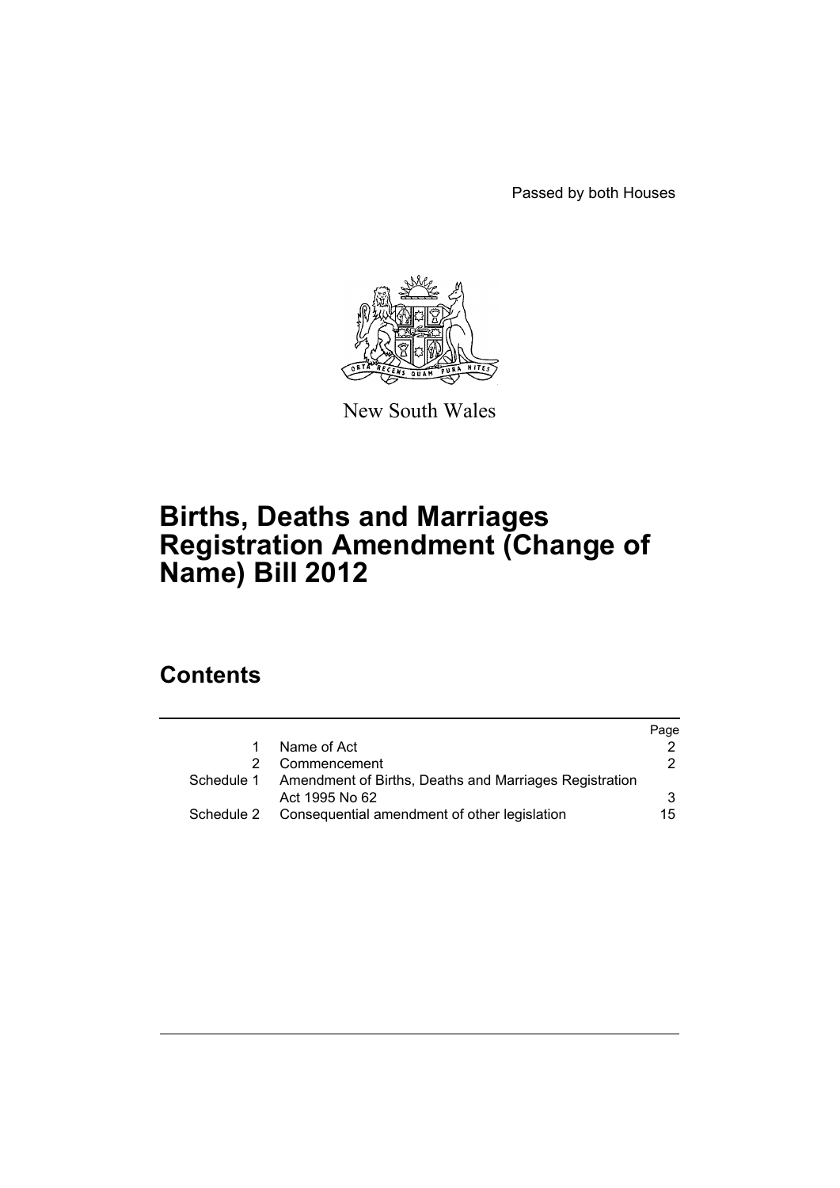Passed by both Houses

New South Wales

# Births, Deaths and Marriages Registration Amendment (Change of Name) Bill 2012

## Contents

| | | Page |
|---|---|---|
| 1 | Name of Act | 2 |
| 2 | Commencement | 2 |
| Schedule 1 | Amendment of Births, Deaths and Marriages Registration Act 1995 No 62 | 3 |
| Schedule 2 | Consequential amendment of other legislation | 15 |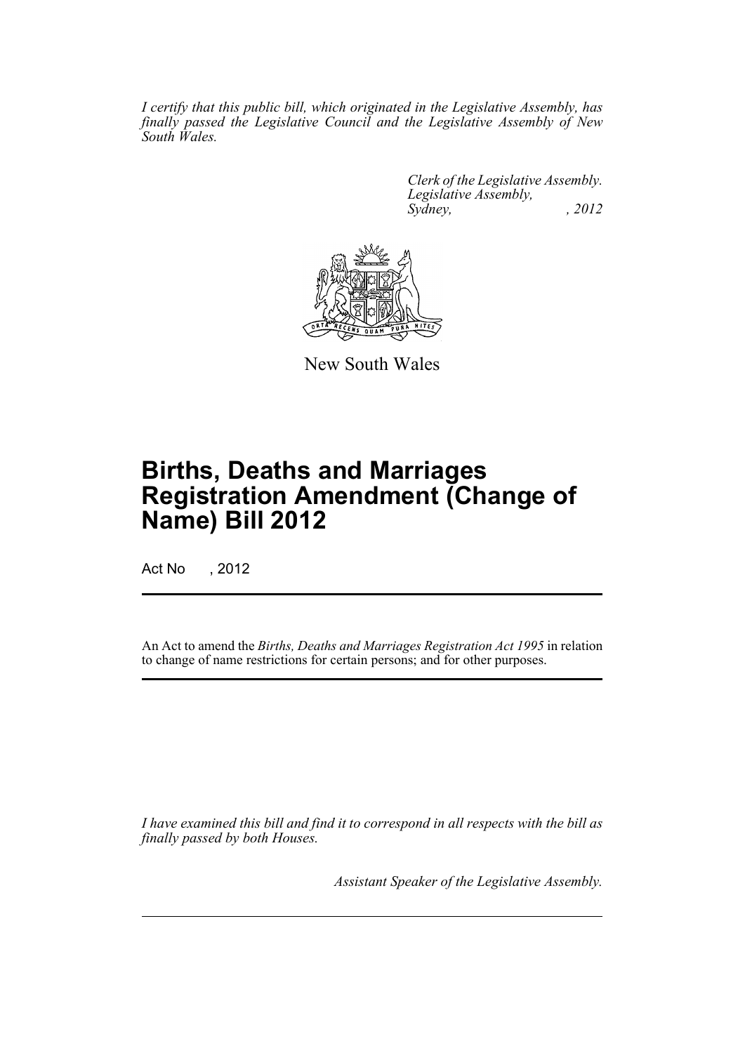*I certify that this public bill, which originated in the Legislative Assembly, has finally passed the Legislative Council and the Legislative Assembly of New South Wales.*

*Clerk of the Legislative Assembly.*
*Legislative Assembly,*
*Sydney, , 2012*

New South Wales

# Births, Deaths and Marriages Registration Amendment (Change of Name) Bill 2012

Act No , 2012

An Act to amend the *Births, Deaths and Marriages Registration Act 1995* in relation to change of name restrictions for certain persons; and for other purposes.

*I have examined this bill and find it to correspond in all respects with the bill as finally passed by both Houses.*

*Assistant Speaker of the Legislative Assembly.*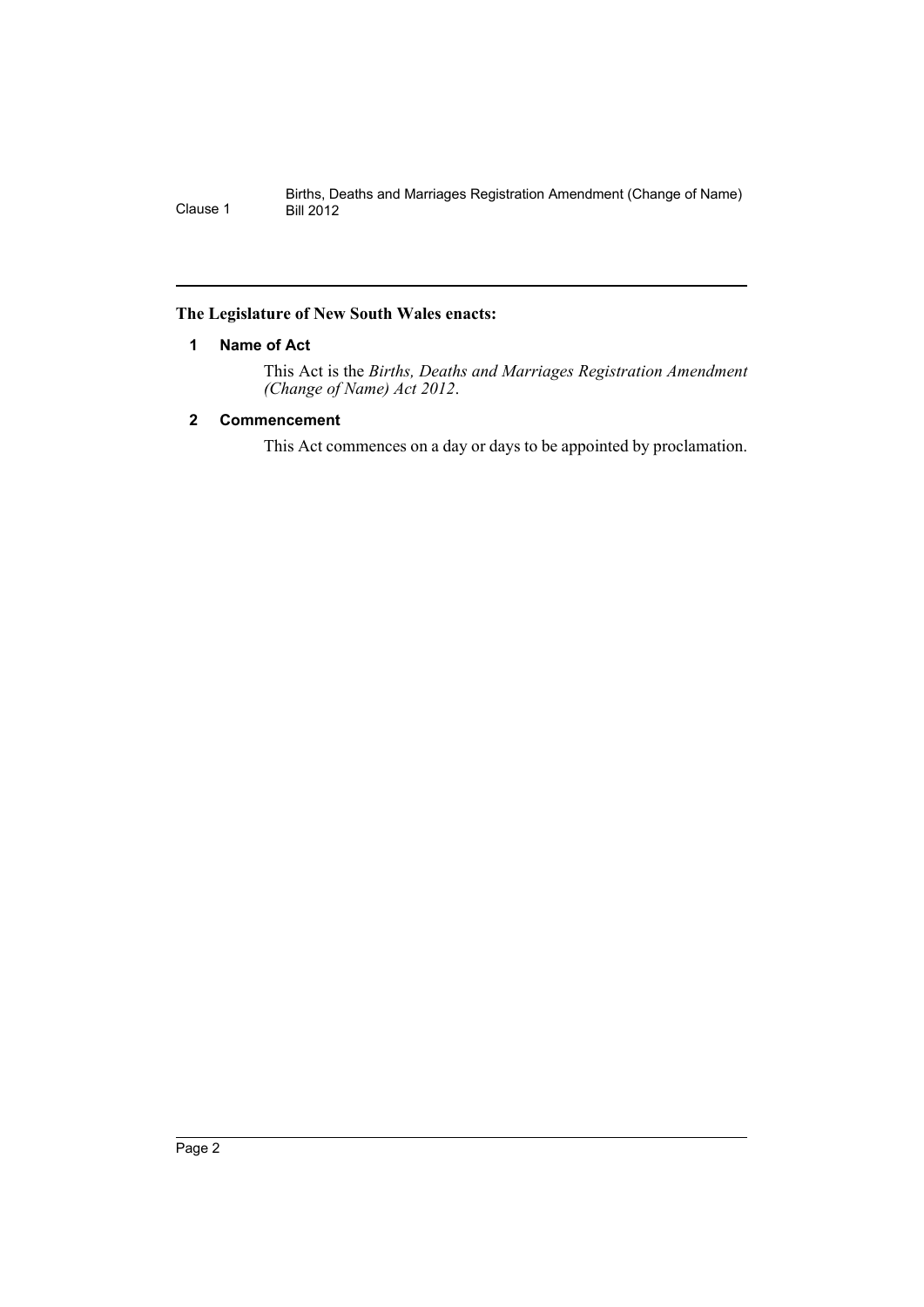**The Legislature of New South Wales enacts:**

### 1 Name of Act

This Act is the *Births, Deaths and Marriages Registration Amendment (Change of Name) Act 2012*.

### 2 Commencement

This Act commences on a day or days to be appointed by proclamation.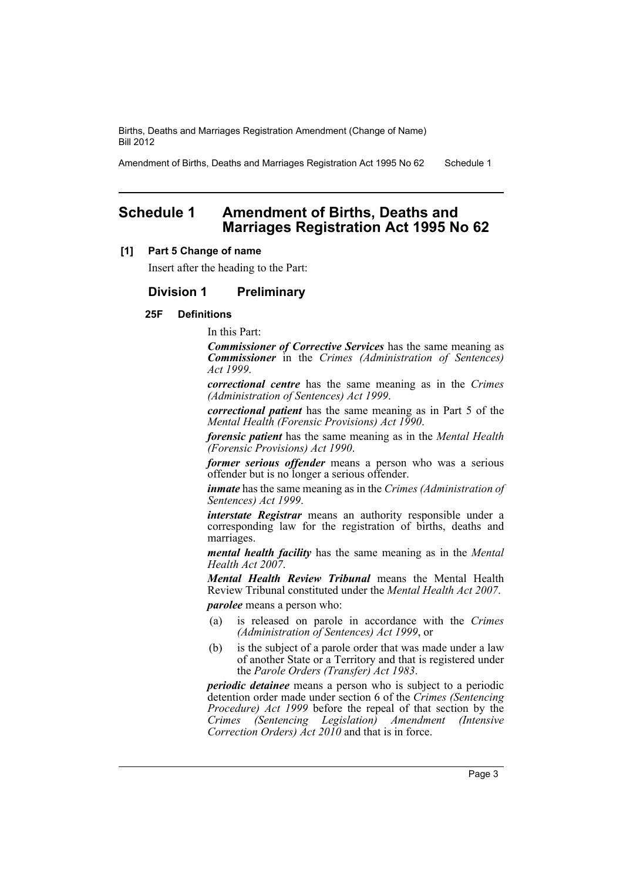# Schedule 1 Amendment of Births, Deaths and Marriages Registration Act 1995 No 62

**[1] Part 5 Change of name**

Insert after the heading to the Part:

## Division 1 Preliminary

### 25F Definitions

In this Part:

***Commissioner of Corrective Services*** has the same meaning as ***Commissioner*** in the *Crimes (Administration of Sentences) Act 1999*.

***correctional centre*** has the same meaning as in the *Crimes (Administration of Sentences) Act 1999*.

***correctional patient*** has the same meaning as in Part 5 of the *Mental Health (Forensic Provisions) Act 1990*.

***forensic patient*** has the same meaning as in the *Mental Health (Forensic Provisions) Act 1990*.

***former serious offender*** means a person who was a serious offender but is no longer a serious offender.

***inmate*** has the same meaning as in the *Crimes (Administration of Sentences) Act 1999*.

***interstate Registrar*** means an authority responsible under a corresponding law for the registration of births, deaths and marriages.

***mental health facility*** has the same meaning as in the *Mental Health Act 2007*.

***Mental Health Review Tribunal*** means the Mental Health Review Tribunal constituted under the *Mental Health Act 2007*.

***parolee*** means a person who:

(a) is released on parole in accordance with the *Crimes (Administration of Sentences) Act 1999*, or

(b) is the subject of a parole order that was made under a law of another State or a Territory and that is registered under the *Parole Orders (Transfer) Act 1983*.

***periodic detainee*** means a person who is subject to a periodic detention order made under section 6 of the *Crimes (Sentencing Procedure) Act 1999* before the repeal of that section by the *Crimes (Sentencing Legislation) Amendment (Intensive Correction Orders) Act 2010* and that is in force.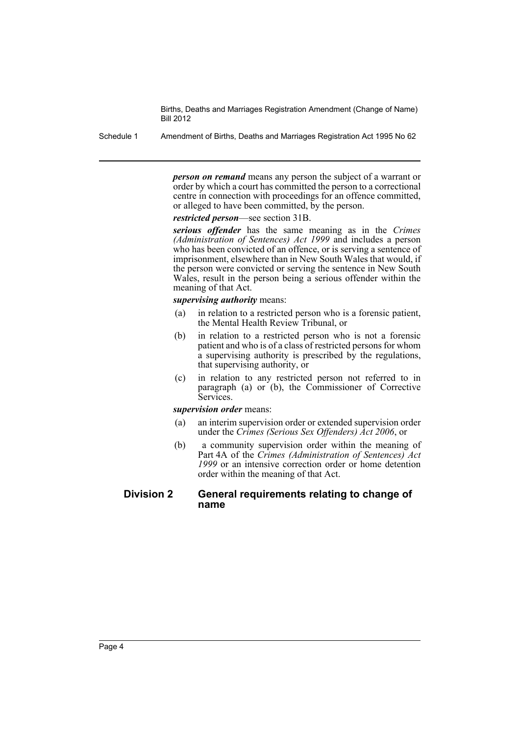***person on remand*** means any person the subject of a warrant or order by which a court has committed the person to a correctional centre in connection with proceedings for an offence committed, or alleged to have been committed, by the person.

***restricted person***—see section 31B.

***serious offender*** has the same meaning as in the *Crimes (Administration of Sentences) Act 1999* and includes a person who has been convicted of an offence, or is serving a sentence of imprisonment, elsewhere than in New South Wales that would, if the person were convicted or serving the sentence in New South Wales, result in the person being a serious offender within the meaning of that Act.

***supervising authority*** means:

(a) in relation to a restricted person who is a forensic patient, the Mental Health Review Tribunal, or

(b) in relation to a restricted person who is not a forensic patient and who is of a class of restricted persons for whom a supervising authority is prescribed by the regulations, that supervising authority, or

(c) in relation to any restricted person not referred to in paragraph (a) or (b), the Commissioner of Corrective Services.

***supervision order*** means:

(a) an interim supervision order or extended supervision order under the *Crimes (Serious Sex Offenders) Act 2006*, or

(b) a community supervision order within the meaning of Part 4A of the *Crimes (Administration of Sentences) Act 1999* or an intensive correction order or home detention order within the meaning of that Act.

## Division 2 General requirements relating to change of name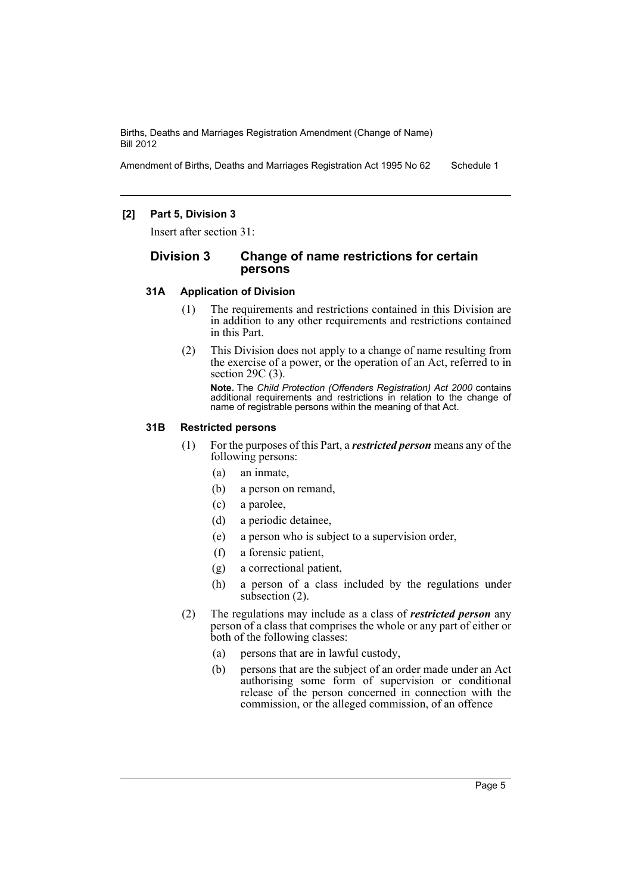**[2] Part 5, Division 3**

Insert after section 31:

## Division 3 Change of name restrictions for certain persons

### 31A Application of Division

(1) The requirements and restrictions contained in this Division are in addition to any other requirements and restrictions contained in this Part.

(2) This Division does not apply to a change of name resulting from the exercise of a power, or the operation of an Act, referred to in section 29C (3).

**Note.** The *Child Protection (Offenders Registration) Act 2000* contains additional requirements and restrictions in relation to the change of name of registrable persons within the meaning of that Act.

### 31B Restricted persons

(1) For the purposes of this Part, a ***restricted person*** means any of the following persons:

(a) an inmate,

(b) a person on remand,

(c) a parolee,

(d) a periodic detainee,

(e) a person who is subject to a supervision order,

(f) a forensic patient,

(g) a correctional patient,

(h) a person of a class included by the regulations under subsection (2).

(2) The regulations may include as a class of ***restricted person*** any person of a class that comprises the whole or any part of either or both of the following classes:

(a) persons that are in lawful custody,

(b) persons that are the subject of an order made under an Act authorising some form of supervision or conditional release of the person concerned in connection with the commission, or the alleged commission, of an offence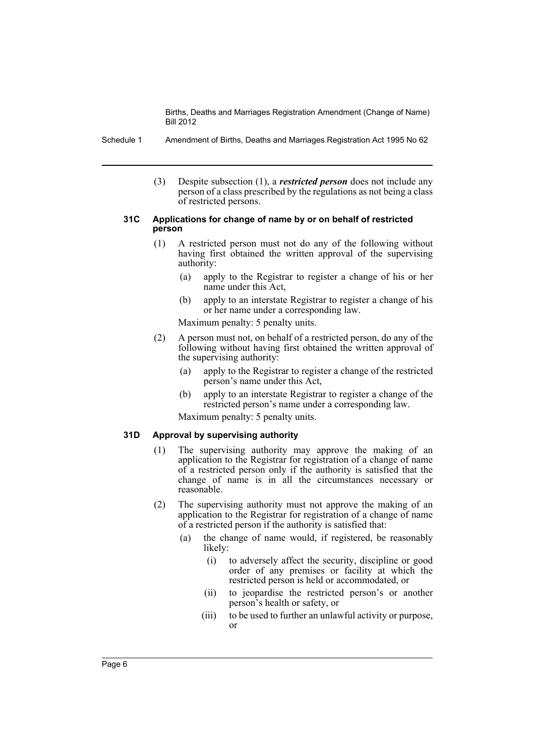(3) Despite subsection (1), a ***restricted person*** does not include any person of a class prescribed by the regulations as not being a class of restricted persons.

#### 31C Applications for change of name by or on behalf of restricted person

(1) A restricted person must not do any of the following without having first obtained the written approval of the supervising authority:

(a) apply to the Registrar to register a change of his or her name under this Act,

(b) apply to an interstate Registrar to register a change of his or her name under a corresponding law.

Maximum penalty: 5 penalty units.

(2) A person must not, on behalf of a restricted person, do any of the following without having first obtained the written approval of the supervising authority:

(a) apply to the Registrar to register a change of the restricted person's name under this Act,

(b) apply to an interstate Registrar to register a change of the restricted person's name under a corresponding law.

Maximum penalty: 5 penalty units.

#### 31D Approval by supervising authority

(1) The supervising authority may approve the making of an application to the Registrar for registration of a change of name of a restricted person only if the authority is satisfied that the change of name is in all the circumstances necessary or reasonable.

(2) The supervising authority must not approve the making of an application to the Registrar for registration of a change of name of a restricted person if the authority is satisfied that:

(a) the change of name would, if registered, be reasonably likely:

(i) to adversely affect the security, discipline or good order of any premises or facility at which the restricted person is held or accommodated, or

(ii) to jeopardise the restricted person's or another person's health or safety, or

(iii) to be used to further an unlawful activity or purpose, or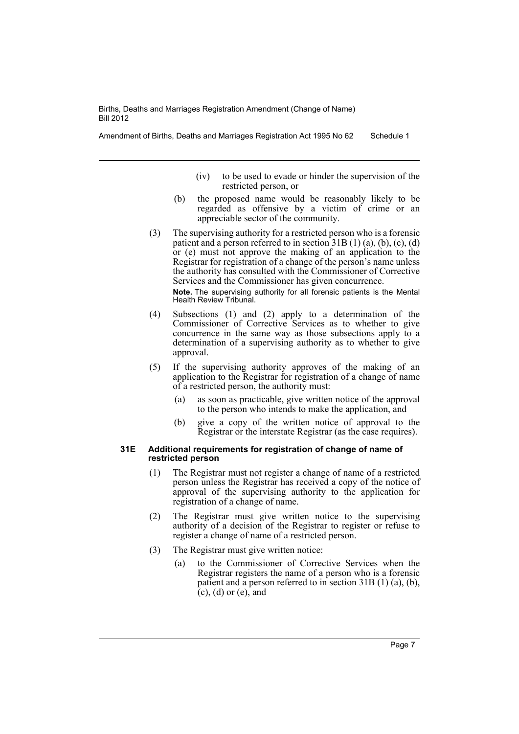(iv) to be used to evade or hinder the supervision of the restricted person, or

(b) the proposed name would be reasonably likely to be regarded as offensive by a victim of crime or an appreciable sector of the community.

(3) The supervising authority for a restricted person who is a forensic patient and a person referred to in section 31B (1) (a), (b), (c), (d) or (e) must not approve the making of an application to the Registrar for registration of a change of the person's name unless the authority has consulted with the Commissioner of Corrective Services and the Commissioner has given concurrence.

**Note.** The supervising authority for all forensic patients is the Mental Health Review Tribunal.

(4) Subsections (1) and (2) apply to a determination of the Commissioner of Corrective Services as to whether to give concurrence in the same way as those subsections apply to a determination of a supervising authority as to whether to give approval.

(5) If the supervising authority approves of the making of an application to the Registrar for registration of a change of name of a restricted person, the authority must:

(a) as soon as practicable, give written notice of the approval to the person who intends to make the application, and

(b) give a copy of the written notice of approval to the Registrar or the interstate Registrar (as the case requires).

**31E Additional requirements for registration of change of name of restricted person**

(1) The Registrar must not register a change of name of a restricted person unless the Registrar has received a copy of the notice of approval of the supervising authority to the application for registration of a change of name.

(2) The Registrar must give written notice to the supervising authority of a decision of the Registrar to register or refuse to register a change of name of a restricted person.

(3) The Registrar must give written notice:

(a) to the Commissioner of Corrective Services when the Registrar registers the name of a person who is a forensic patient and a person referred to in section 31B (1) (a), (b), (c), (d) or (e), and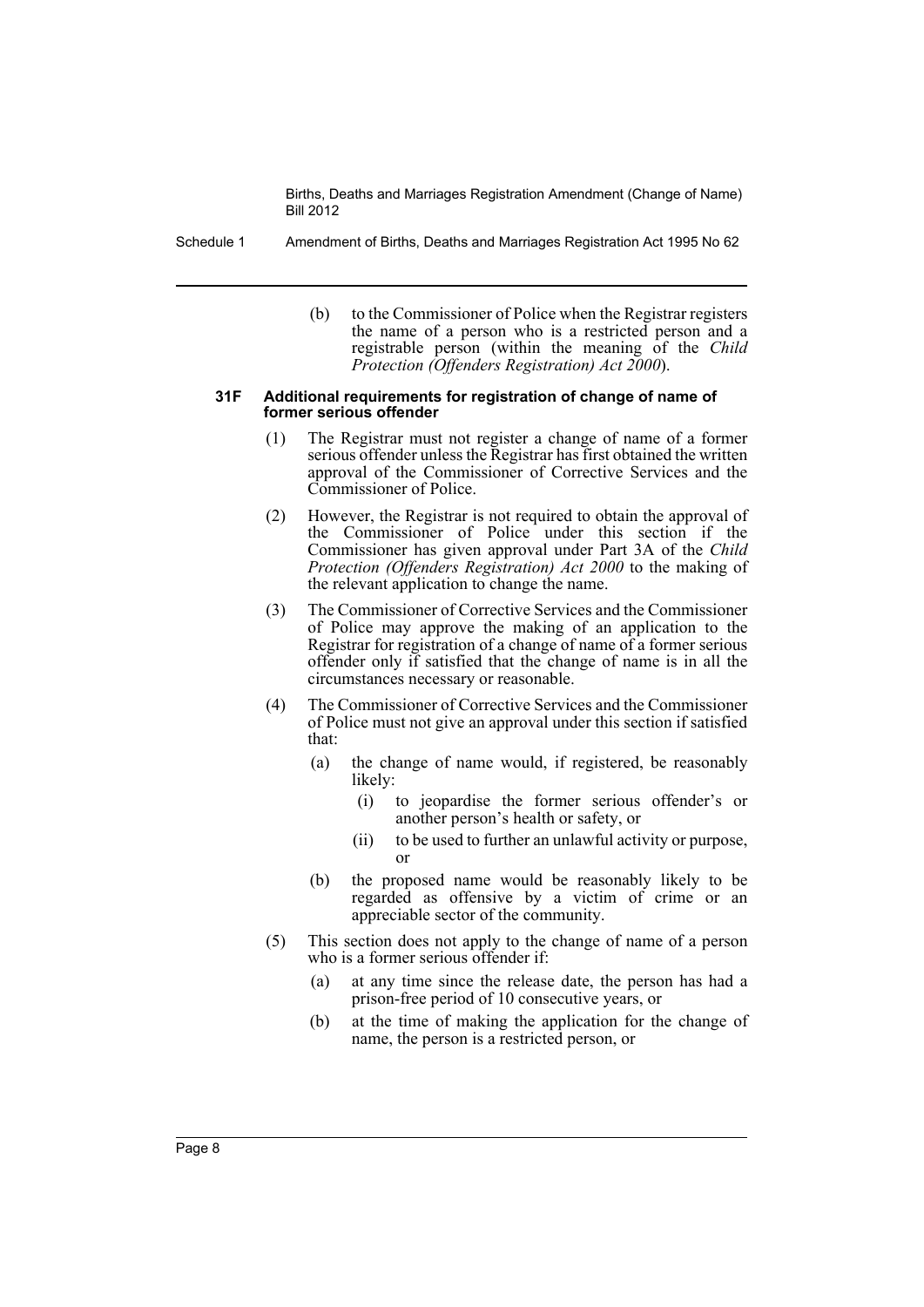(b) to the Commissioner of Police when the Registrar registers the name of a person who is a restricted person and a registrable person (within the meaning of the *Child Protection (Offenders Registration) Act 2000*).

#### 31F Additional requirements for registration of change of name of former serious offender

(1) The Registrar must not register a change of name of a former serious offender unless the Registrar has first obtained the written approval of the Commissioner of Corrective Services and the Commissioner of Police.

(2) However, the Registrar is not required to obtain the approval of the Commissioner of Police under this section if the Commissioner has given approval under Part 3A of the *Child Protection (Offenders Registration) Act 2000* to the making of the relevant application to change the name.

(3) The Commissioner of Corrective Services and the Commissioner of Police may approve the making of an application to the Registrar for registration of a change of name of a former serious offender only if satisfied that the change of name is in all the circumstances necessary or reasonable.

(4) The Commissioner of Corrective Services and the Commissioner of Police must not give an approval under this section if satisfied that:

- (a) the change of name would, if registered, be reasonably likely:
  - (i) to jeopardise the former serious offender's or another person's health or safety, or
  - (ii) to be used to further an unlawful activity or purpose, or
- (b) the proposed name would be reasonably likely to be regarded as offensive by a victim of crime or an appreciable sector of the community.

(5) This section does not apply to the change of name of a person who is a former serious offender if:

- (a) at any time since the release date, the person has had a prison-free period of 10 consecutive years, or
- (b) at the time of making the application for the change of name, the person is a restricted person, or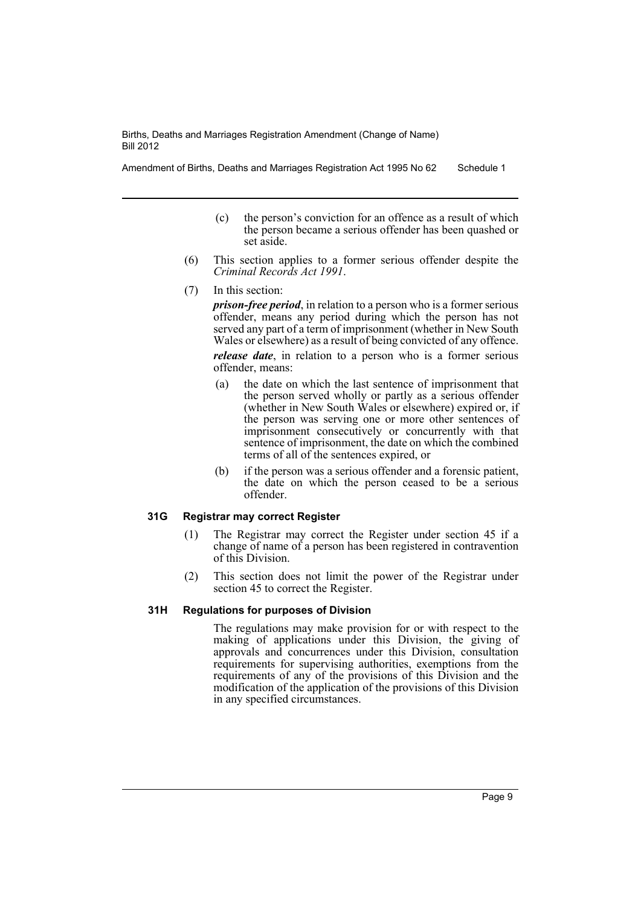(c) the person's conviction for an offence as a result of which the person became a serious offender has been quashed or set aside.

(6) This section applies to a former serious offender despite the *Criminal Records Act 1991*.

(7) In this section:

***prison-free period***, in relation to a person who is a former serious offender, means any period during which the person has not served any part of a term of imprisonment (whether in New South Wales or elsewhere) as a result of being convicted of any offence.

***release date***, in relation to a person who is a former serious offender, means:

(a) the date on which the last sentence of imprisonment that the person served wholly or partly as a serious offender (whether in New South Wales or elsewhere) expired or, if the person was serving one or more other sentences of imprisonment consecutively or concurrently with that sentence of imprisonment, the date on which the combined terms of all of the sentences expired, or

(b) if the person was a serious offender and a forensic patient, the date on which the person ceased to be a serious offender.

### 31G Registrar may correct Register

(1) The Registrar may correct the Register under section 45 if a change of name of a person has been registered in contravention of this Division.

(2) This section does not limit the power of the Registrar under section 45 to correct the Register.

### 31H Regulations for purposes of Division

The regulations may make provision for or with respect to the making of applications under this Division, the giving of approvals and concurrences under this Division, consultation requirements for supervising authorities, exemptions from the requirements of any of the provisions of this Division and the modification of the application of the provisions of this Division in any specified circumstances.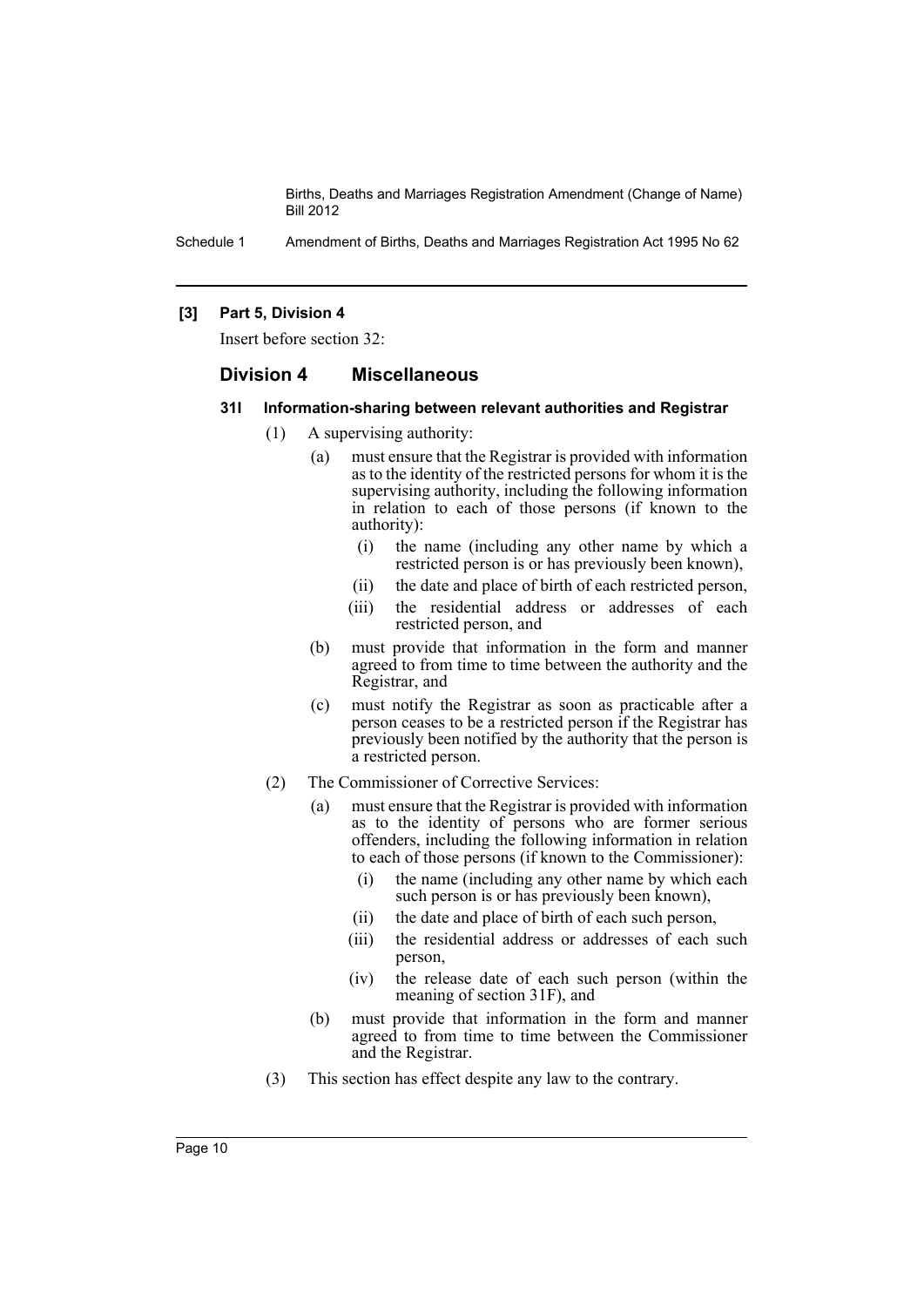**[3] Part 5, Division 4**

Insert before section 32:

## Division 4 Miscellaneous

### 31I Information-sharing between relevant authorities and Registrar

(1) A supervising authority:

- (a) must ensure that the Registrar is provided with information as to the identity of the restricted persons for whom it is the supervising authority, including the following information in relation to each of those persons (if known to the authority):
  - (i) the name (including any other name by which a restricted person is or has previously been known),
  - (ii) the date and place of birth of each restricted person,
  - (iii) the residential address or addresses of each restricted person, and
- (b) must provide that information in the form and manner agreed to from time to time between the authority and the Registrar, and
- (c) must notify the Registrar as soon as practicable after a person ceases to be a restricted person if the Registrar has previously been notified by the authority that the person is a restricted person.

(2) The Commissioner of Corrective Services:

- (a) must ensure that the Registrar is provided with information as to the identity of persons who are former serious offenders, including the following information in relation to each of those persons (if known to the Commissioner):
  - (i) the name (including any other name by which each such person is or has previously been known),
  - (ii) the date and place of birth of each such person,
  - (iii) the residential address or addresses of each such person,
  - (iv) the release date of each such person (within the meaning of section 31F), and
- (b) must provide that information in the form and manner agreed to from time to time between the Commissioner and the Registrar.

(3) This section has effect despite any law to the contrary.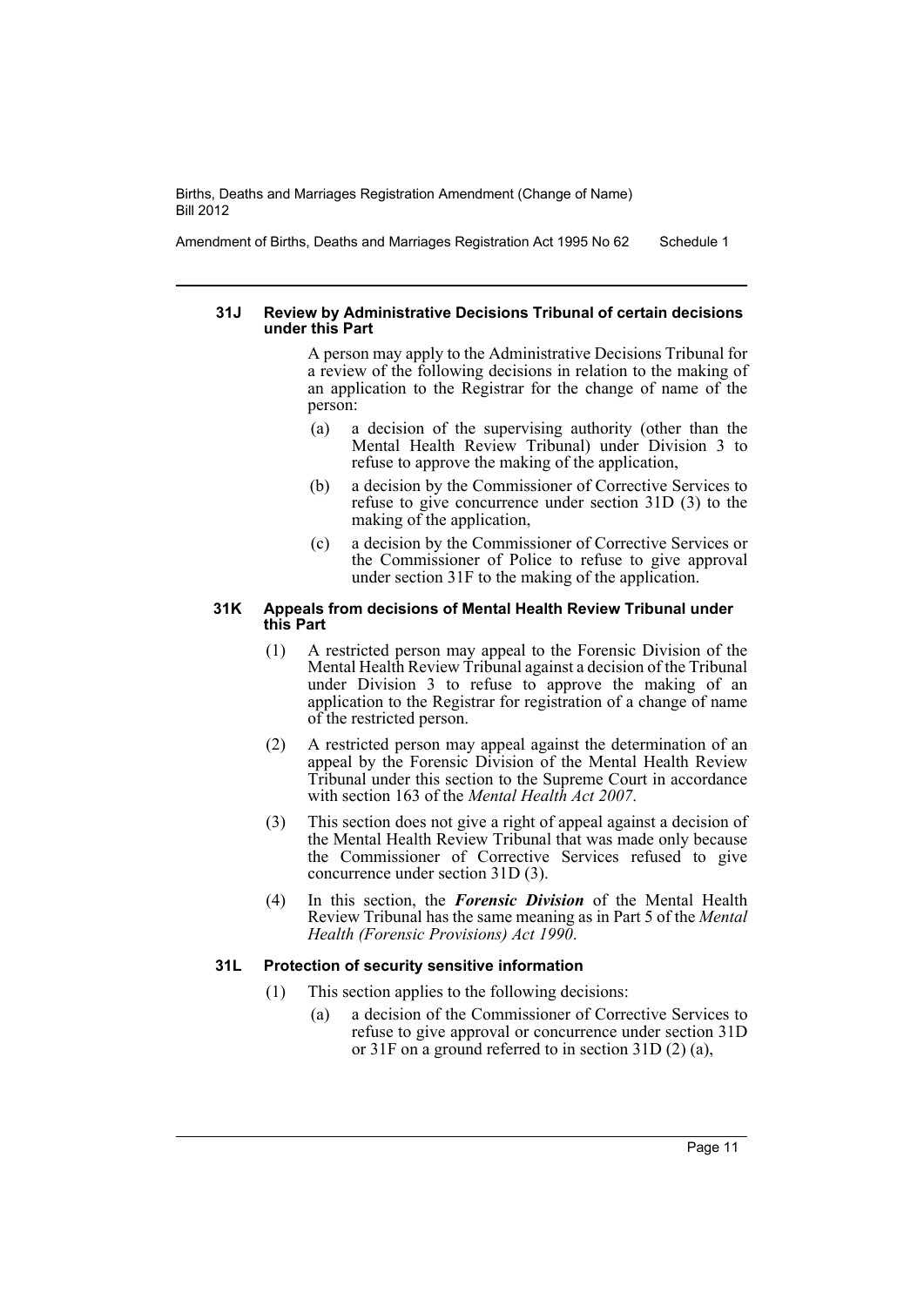#### 31J Review by Administrative Decisions Tribunal of certain decisions under this Part

A person may apply to the Administrative Decisions Tribunal for a review of the following decisions in relation to the making of an application to the Registrar for the change of name of the person:

(a) a decision of the supervising authority (other than the Mental Health Review Tribunal) under Division 3 to refuse to approve the making of the application,

(b) a decision by the Commissioner of Corrective Services to refuse to give concurrence under section 31D (3) to the making of the application,

(c) a decision by the Commissioner of Corrective Services or the Commissioner of Police to refuse to give approval under section 31F to the making of the application.

#### 31K Appeals from decisions of Mental Health Review Tribunal under this Part

(1) A restricted person may appeal to the Forensic Division of the Mental Health Review Tribunal against a decision of the Tribunal under Division 3 to refuse to approve the making of an application to the Registrar for registration of a change of name of the restricted person.

(2) A restricted person may appeal against the determination of an appeal by the Forensic Division of the Mental Health Review Tribunal under this section to the Supreme Court in accordance with section 163 of the *Mental Health Act 2007*.

(3) This section does not give a right of appeal against a decision of the Mental Health Review Tribunal that was made only because the Commissioner of Corrective Services refused to give concurrence under section 31D (3).

(4) In this section, the ***Forensic Division*** of the Mental Health Review Tribunal has the same meaning as in Part 5 of the *Mental Health (Forensic Provisions) Act 1990*.

#### 31L Protection of security sensitive information

(1) This section applies to the following decisions:

(a) a decision of the Commissioner of Corrective Services to refuse to give approval or concurrence under section 31D or 31F on a ground referred to in section 31D (2) (a),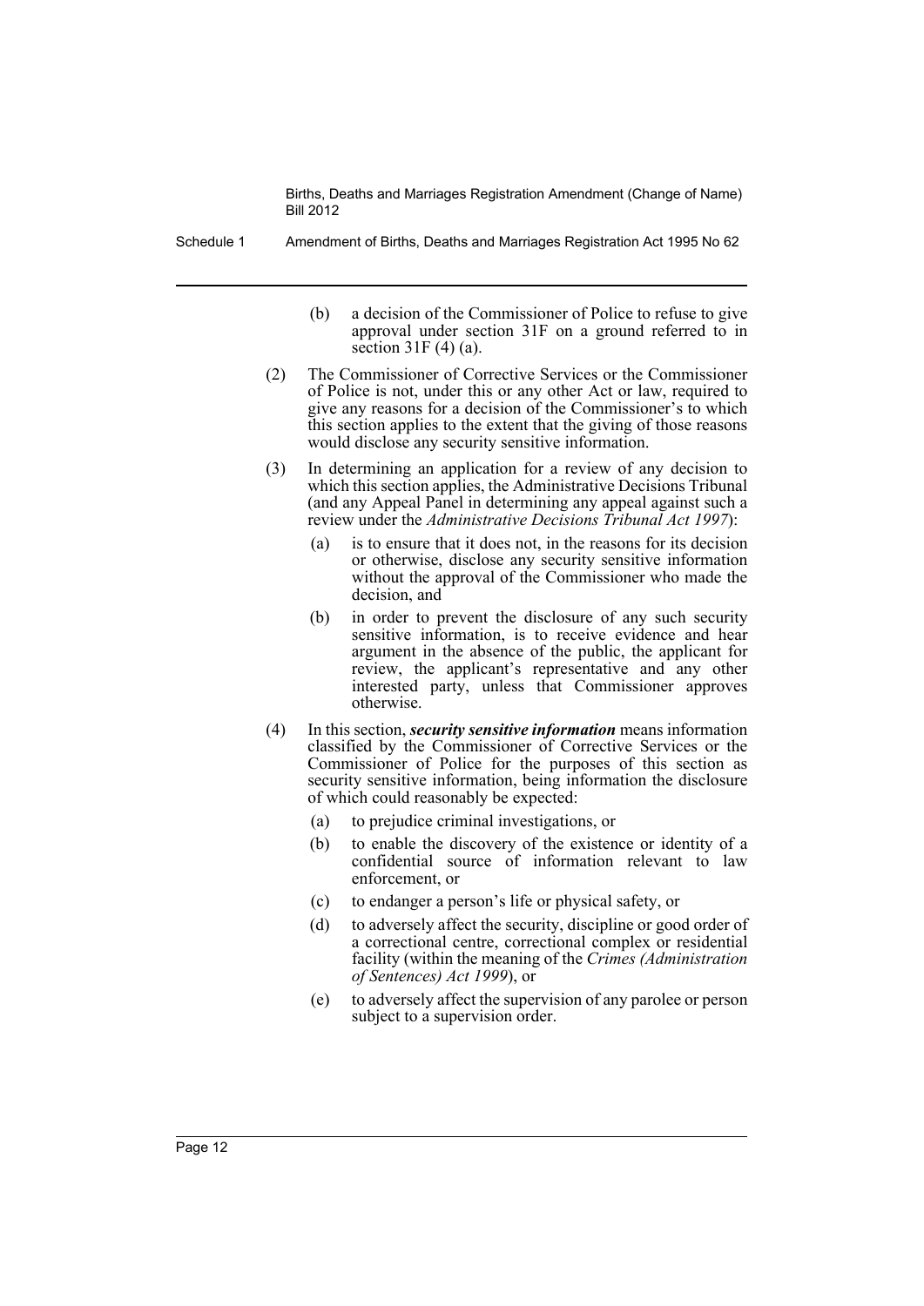(b) a decision of the Commissioner of Police to refuse to give approval under section 31F on a ground referred to in section 31F (4) (a).

(2) The Commissioner of Corrective Services or the Commissioner of Police is not, under this or any other Act or law, required to give any reasons for a decision of the Commissioner's to which this section applies to the extent that the giving of those reasons would disclose any security sensitive information.

(3) In determining an application for a review of any decision to which this section applies, the Administrative Decisions Tribunal (and any Appeal Panel in determining any appeal against such a review under the *Administrative Decisions Tribunal Act 1997*):

(a) is to ensure that it does not, in the reasons for its decision or otherwise, disclose any security sensitive information without the approval of the Commissioner who made the decision, and

(b) in order to prevent the disclosure of any such security sensitive information, is to receive evidence and hear argument in the absence of the public, the applicant for review, the applicant's representative and any other interested party, unless that Commissioner approves otherwise.

(4) In this section, ***security sensitive information*** means information classified by the Commissioner of Corrective Services or the Commissioner of Police for the purposes of this section as security sensitive information, being information the disclosure of which could reasonably be expected:

(a) to prejudice criminal investigations, or

(b) to enable the discovery of the existence or identity of a confidential source of information relevant to law enforcement, or

(c) to endanger a person's life or physical safety, or

(d) to adversely affect the security, discipline or good order of a correctional centre, correctional complex or residential facility (within the meaning of the *Crimes (Administration of Sentences) Act 1999*), or

(e) to adversely affect the supervision of any parolee or person subject to a supervision order.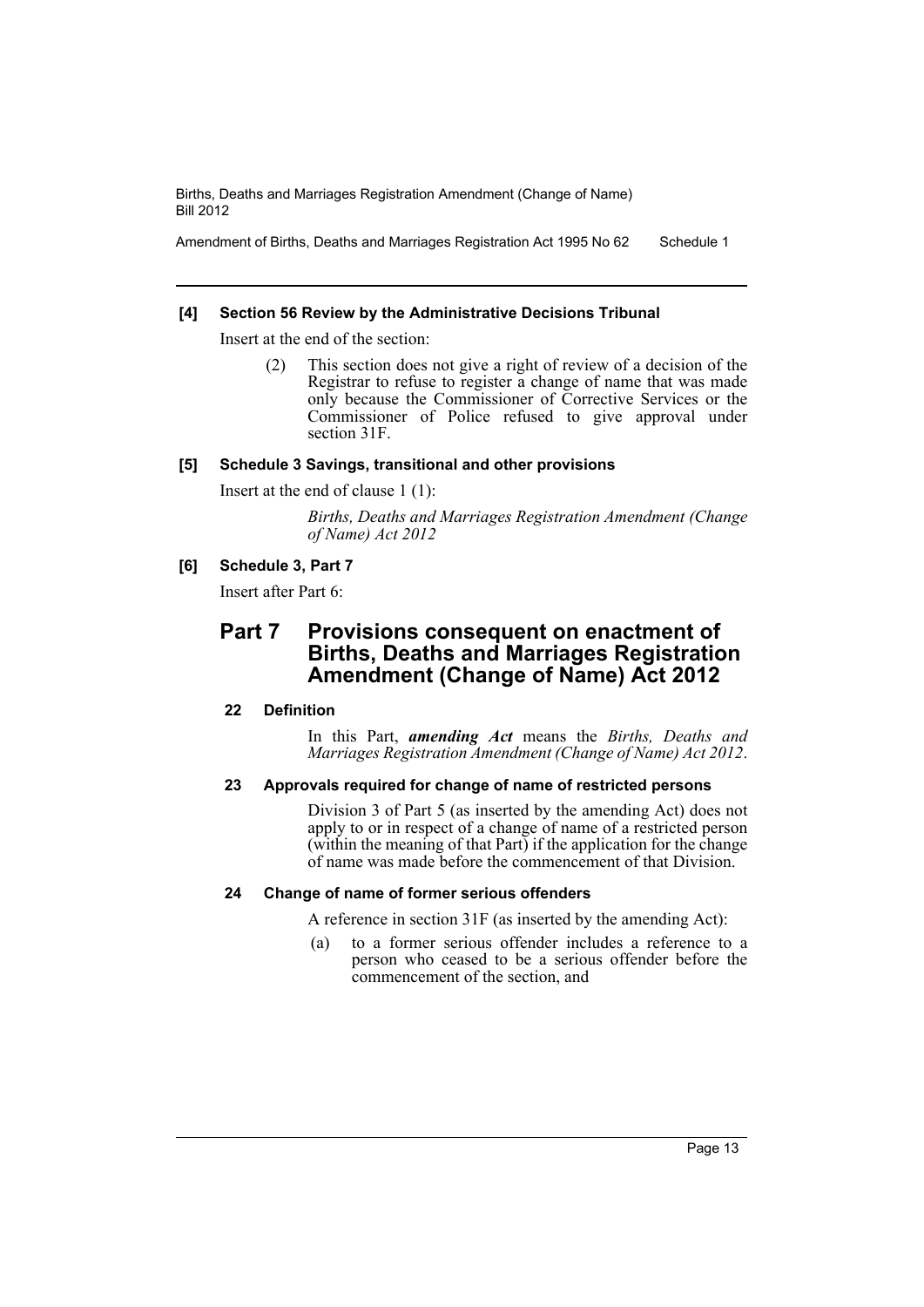**[4] Section 56 Review by the Administrative Decisions Tribunal**

Insert at the end of the section:

> (2) This section does not give a right of review of a decision of the Registrar to refuse to register a change of name that was made only because the Commissioner of Corrective Services or the Commissioner of Police refused to give approval under section 31F.

**[5] Schedule 3 Savings, transitional and other provisions**

Insert at the end of clause 1 (1):

> *Births, Deaths and Marriages Registration Amendment (Change of Name) Act 2012*

**[6] Schedule 3, Part 7**

Insert after Part 6:

## Part 7 Provisions consequent on enactment of Births, Deaths and Marriages Registration Amendment (Change of Name) Act 2012

### 22 Definition

In this Part, ***amending Act*** means the *Births, Deaths and Marriages Registration Amendment (Change of Name) Act 2012*.

### 23 Approvals required for change of name of restricted persons

Division 3 of Part 5 (as inserted by the amending Act) does not apply to or in respect of a change of name of a restricted person (within the meaning of that Part) if the application for the change of name was made before the commencement of that Division.

### 24 Change of name of former serious offenders

A reference in section 31F (as inserted by the amending Act):

(a) to a former serious offender includes a reference to a person who ceased to be a serious offender before the commencement of the section, and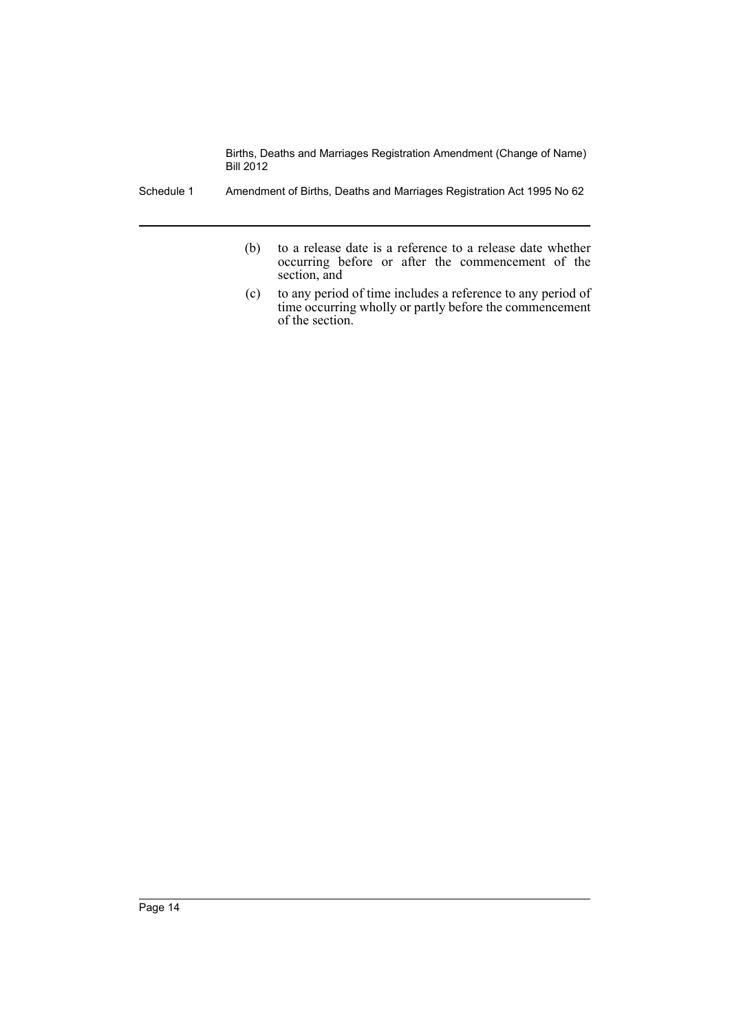(b) to a release date is a reference to a release date whether occurring before or after the commencement of the section, and

(c) to any period of time includes a reference to any period of time occurring wholly or partly before the commencement of the section.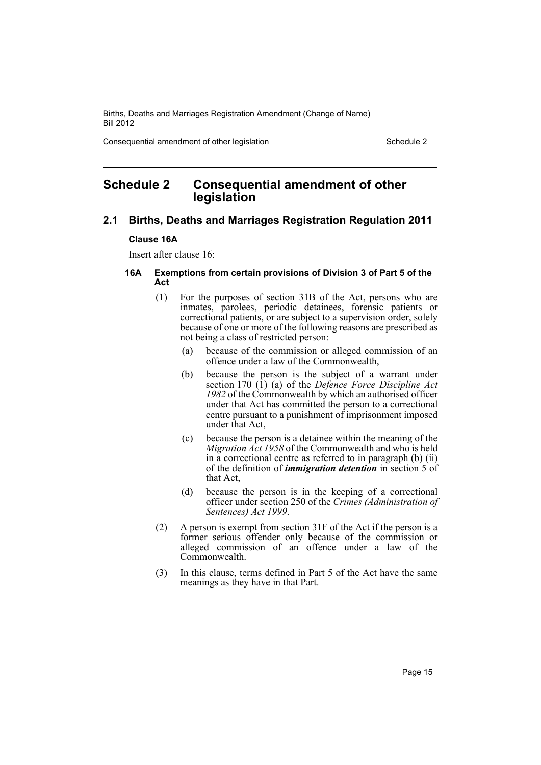# Schedule 2 Consequential amendment of other legislation

## 2.1 Births, Deaths and Marriages Registration Regulation 2011

### Clause 16A

Insert after clause 16:

#### 16A Exemptions from certain provisions of Division 3 of Part 5 of the Act

(1) For the purposes of section 31B of the Act, persons who are inmates, parolees, periodic detainees, forensic patients or correctional patients, or are subject to a supervision order, solely because of one or more of the following reasons are prescribed as not being a class of restricted person:

(a) because of the commission or alleged commission of an offence under a law of the Commonwealth,

(b) because the person is the subject of a warrant under section 170 (1) (a) of the *Defence Force Discipline Act 1982* of the Commonwealth by which an authorised officer under that Act has committed the person to a correctional centre pursuant to a punishment of imprisonment imposed under that Act,

(c) because the person is a detainee within the meaning of the *Migration Act 1958* of the Commonwealth and who is held in a correctional centre as referred to in paragraph (b) (ii) of the definition of ***immigration detention*** in section 5 of that Act,

(d) because the person is in the keeping of a correctional officer under section 250 of the *Crimes (Administration of Sentences) Act 1999*.

(2) A person is exempt from section 31F of the Act if the person is a former serious offender only because of the commission or alleged commission of an offence under a law of the Commonwealth.

(3) In this clause, terms defined in Part 5 of the Act have the same meanings as they have in that Part.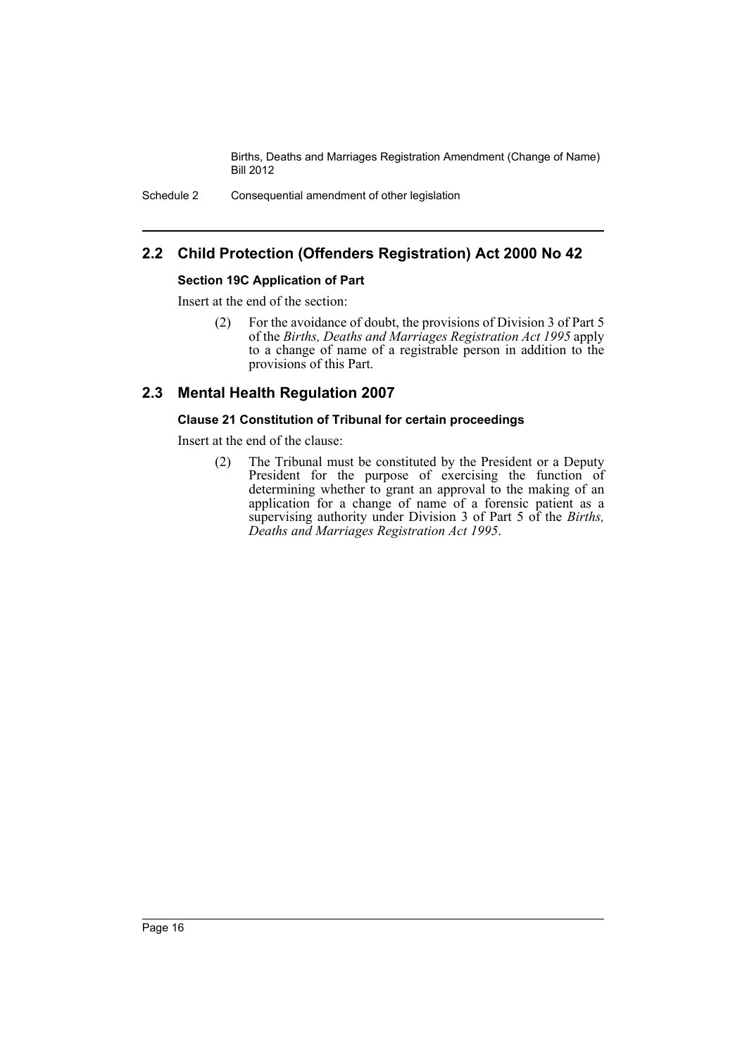## 2.2 Child Protection (Offenders Registration) Act 2000 No 42

### Section 19C Application of Part

Insert at the end of the section:

(2) For the avoidance of doubt, the provisions of Division 3 of Part 5 of the *Births, Deaths and Marriages Registration Act 1995* apply to a change of name of a registrable person in addition to the provisions of this Part.

## 2.3 Mental Health Regulation 2007

### Clause 21 Constitution of Tribunal for certain proceedings

Insert at the end of the clause:

(2) The Tribunal must be constituted by the President or a Deputy President for the purpose of exercising the function of determining whether to grant an approval to the making of an application for a change of name of a forensic patient as a supervising authority under Division 3 of Part 5 of the *Births, Deaths and Marriages Registration Act 1995*.